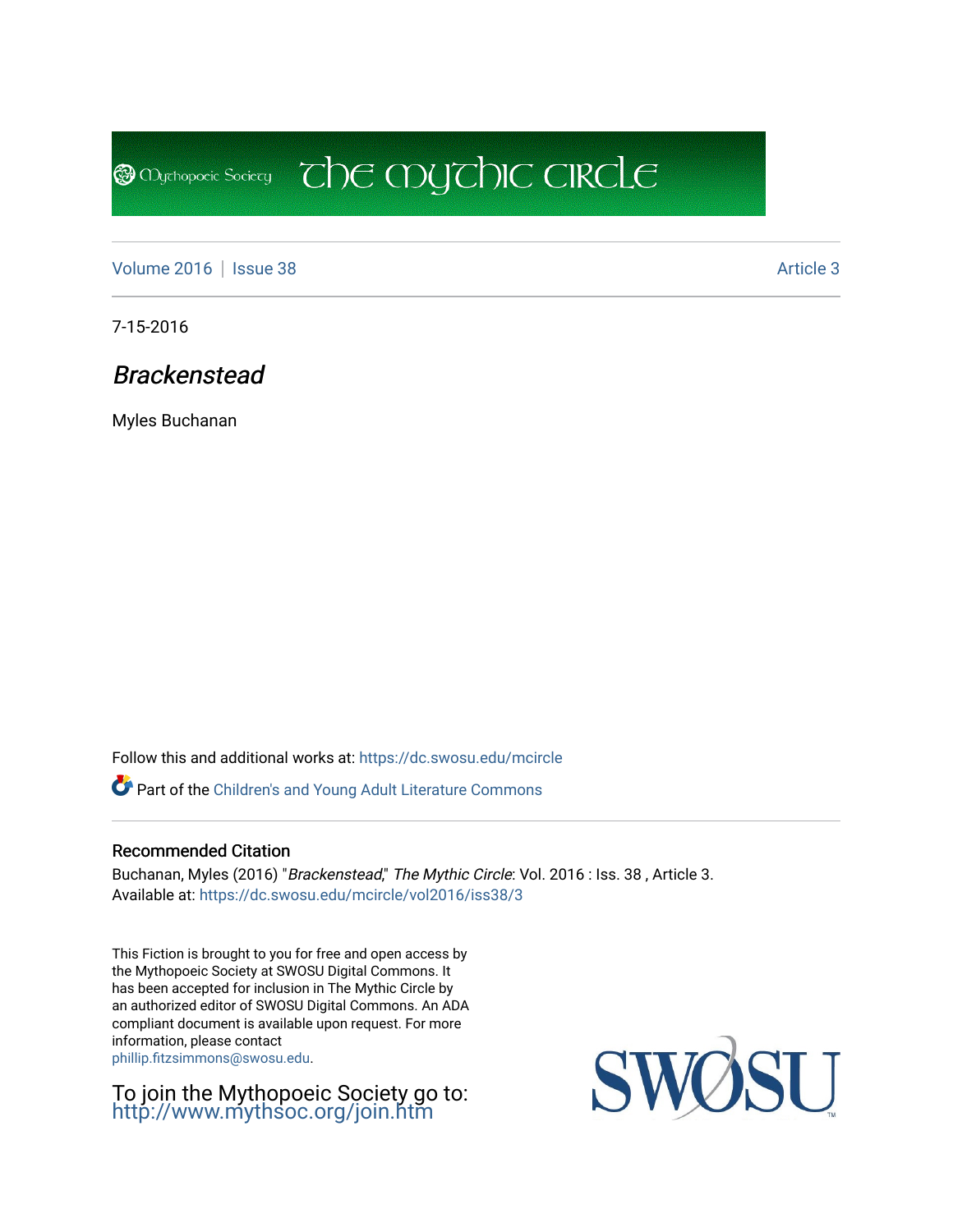Mythopoeic Society The Mythic Circle

Volume 2016 | Issue 38 Article 3

7-15-2016

# *Brackenstead*

Myles Buchanan

Follow this and additional works at: https://dc.swosu.edu/mcircle

Part of the Children's and Young Adult Literature Commons

## Recommended Citation

Buchanan, Myles (2016) "*Brackenstead*," *The Mythic Circle*: Vol. 2016 : Iss. 38 , Article 3.
Available at: https://dc.swosu.edu/mcircle/vol2016/iss38/3

This Fiction is brought to you for free and open access by the Mythopoeic Society at SWOSU Digital Commons. It has been accepted for inclusion in The Mythic Circle by an authorized editor of SWOSU Digital Commons. An ADA compliant document is available upon request. For more information, please contact phillip.fitzsimmons@swosu.edu.

To join the Mythopoeic Society go to: http://www.mythsoc.org/join.htm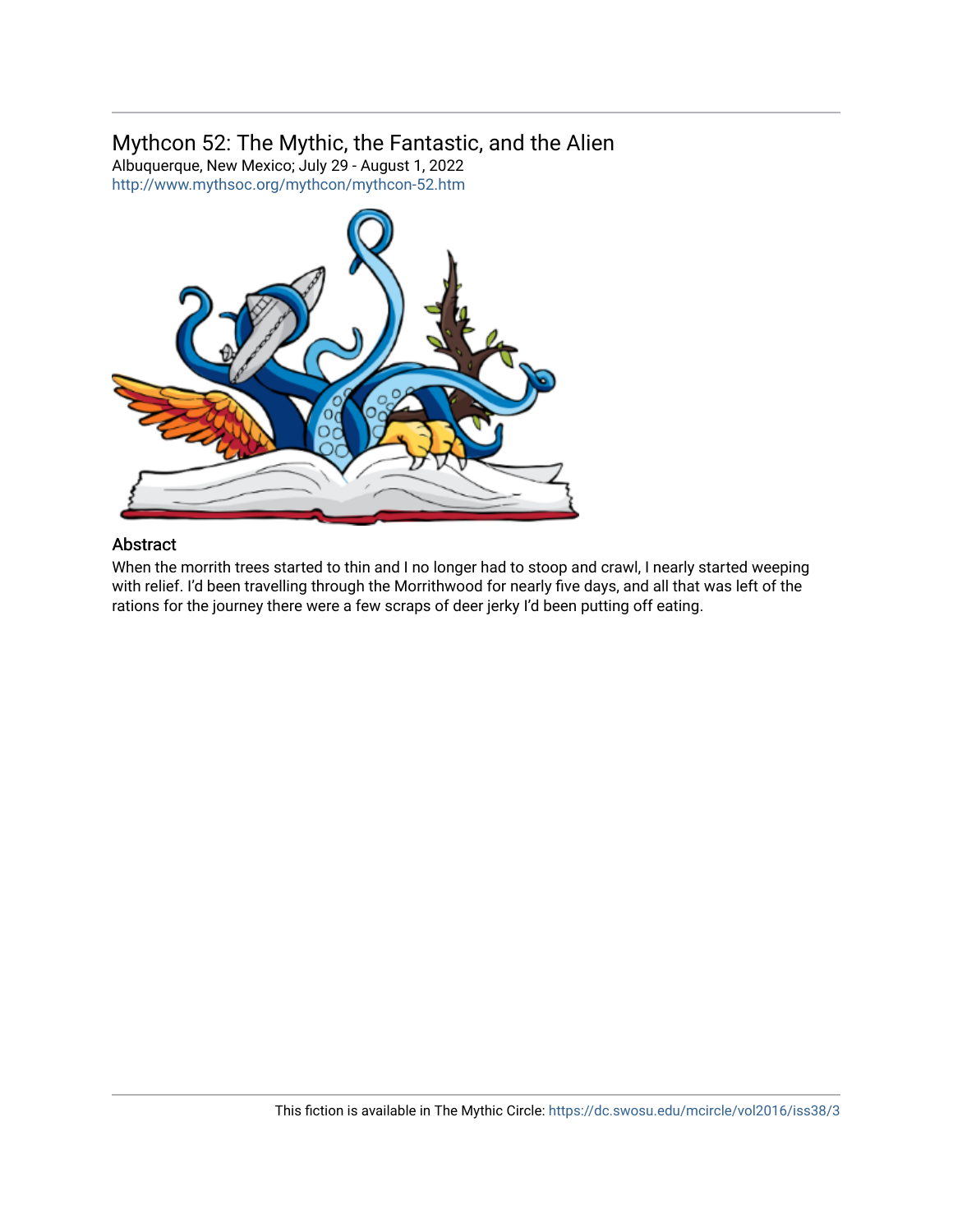## Mythcon 52: The Mythic, the Fantastic, and the Alien

Albuquerque, New Mexico; July 29 - August 1, 2022

http://www.mythsoc.org/mythcon/mythcon-52.htm

### Abstract

When the morrith trees started to thin and I no longer had to stoop and crawl, I nearly started weeping with relief. I'd been travelling through the Morrithwood for nearly five days, and all that was left of the rations for the journey there were a few scraps of deer jerky I'd been putting off eating.

This fiction is available in The Mythic Circle: https://dc.swosu.edu/mcircle/vol2016/iss38/3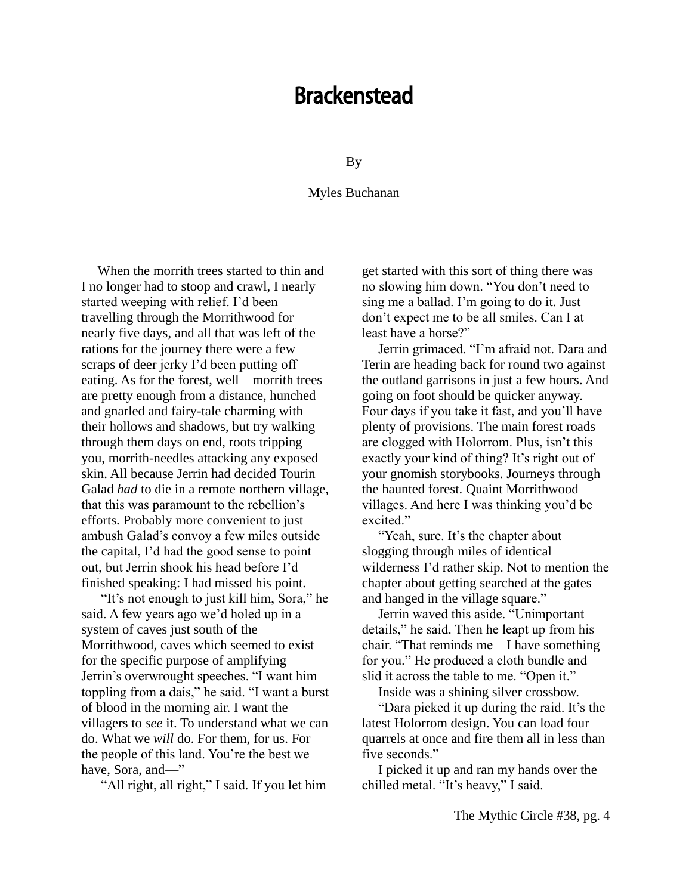# Brackenstead

By

Myles Buchanan

When the morrith trees started to thin and I no longer had to stoop and crawl, I nearly started weeping with relief. I'd been travelling through the Morrithwood for nearly five days, and all that was left of the rations for the journey there were a few scraps of deer jerky I'd been putting off eating. As for the forest, well—morrith trees are pretty enough from a distance, hunched and gnarled and fairy-tale charming with their hollows and shadows, but try walking through them days on end, roots tripping you, morrith-needles attacking any exposed skin. All because Jerrin had decided Tourin Galad *had* to die in a remote northern village, that this was paramount to the rebellion's efforts. Probably more convenient to just ambush Galad's convoy a few miles outside the capital, I'd had the good sense to point out, but Jerrin shook his head before I'd finished speaking: I had missed his point.

"It's not enough to just kill him, Sora," he said. A few years ago we'd holed up in a system of caves just south of the Morrithwood, caves which seemed to exist for the specific purpose of amplifying Jerrin's overwrought speeches. "I want him toppling from a dais," he said. "I want a burst of blood in the morning air. I want the villagers to *see* it. To understand what we can do. What we *will* do. For them, for us. For the people of this land. You're the best we have, Sora, and—"

"All right, all right," I said. If you let him get started with this sort of thing there was no slowing him down. "You don't need to sing me a ballad. I'm going to do it. Just don't expect me to be all smiles. Can I at least have a horse?"

Jerrin grimaced. "I'm afraid not. Dara and Terin are heading back for round two against the outland garrisons in just a few hours. And going on foot should be quicker anyway. Four days if you take it fast, and you'll have plenty of provisions. The main forest roads are clogged with Holorrom. Plus, isn't this exactly your kind of thing? It's right out of your gnomish storybooks. Journeys through the haunted forest. Quaint Morrithwood villages. And here I was thinking you'd be excited."

"Yeah, sure. It's the chapter about slogging through miles of identical wilderness I'd rather skip. Not to mention the chapter about getting searched at the gates and hanged in the village square."

Jerrin waved this aside. "Unimportant details," he said. Then he leapt up from his chair. "That reminds me—I have something for you." He produced a cloth bundle and slid it across the table to me. "Open it."

Inside was a shining silver crossbow.

"Dara picked it up during the raid. It's the latest Holorrom design. You can load four quarrels at once and fire them all in less than five seconds."

I picked it up and ran my hands over the chilled metal. "It's heavy," I said.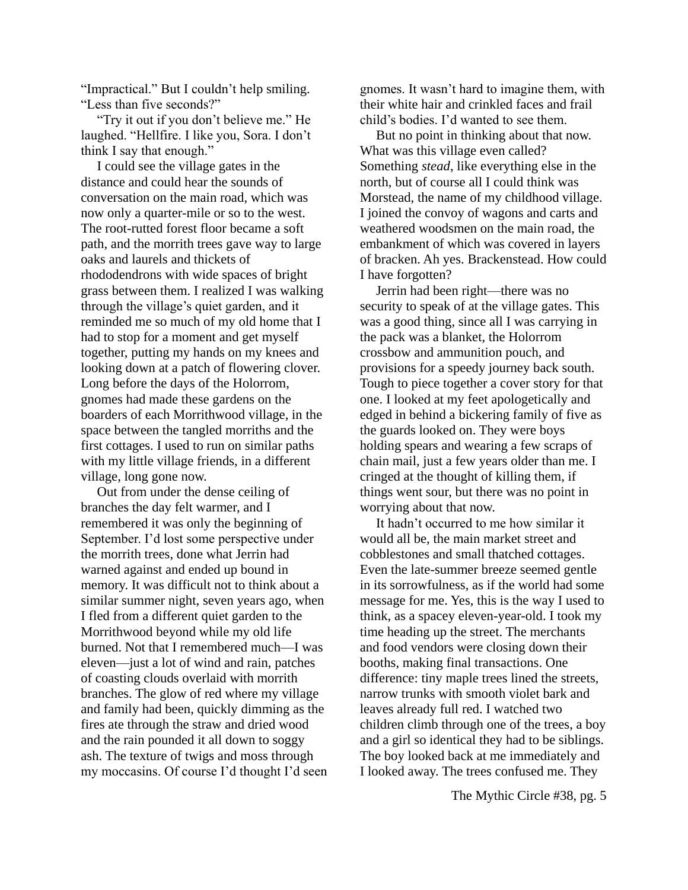"Impractical." But I couldn't help smiling. "Less than five seconds?"

"Try it out if you don't believe me." He laughed. "Hellfire. I like you, Sora. I don't think I say that enough."

I could see the village gates in the distance and could hear the sounds of conversation on the main road, which was now only a quarter-mile or so to the west. The root-rutted forest floor became a soft path, and the morrith trees gave way to large oaks and laurels and thickets of rhododendrons with wide spaces of bright grass between them. I realized I was walking through the village's quiet garden, and it reminded me so much of my old home that I had to stop for a moment and get myself together, putting my hands on my knees and looking down at a patch of flowering clover. Long before the days of the Holorrom, gnomes had made these gardens on the boarders of each Morrithwood village, in the space between the tangled morriths and the first cottages. I used to run on similar paths with my little village friends, in a different village, long gone now.

Out from under the dense ceiling of branches the day felt warmer, and I remembered it was only the beginning of September. I'd lost some perspective under the morrith trees, done what Jerrin had warned against and ended up bound in memory. It was difficult not to think about a similar summer night, seven years ago, when I fled from a different quiet garden to the Morrithwood beyond while my old life burned. Not that I remembered much—I was eleven—just a lot of wind and rain, patches of coasting clouds overlaid with morrith branches. The glow of red where my village and family had been, quickly dimming as the fires ate through the straw and dried wood and the rain pounded it all down to soggy ash. The texture of twigs and moss through my moccasins. Of course I'd thought I'd seen gnomes. It wasn't hard to imagine them, with their white hair and crinkled faces and frail child's bodies. I'd wanted to see them.

But no point in thinking about that now. What was this village even called? Something *stead*, like everything else in the north, but of course all I could think was Morstead, the name of my childhood village. I joined the convoy of wagons and carts and weathered woodsmen on the main road, the embankment of which was covered in layers of bracken. Ah yes. Brackenstead. How could I have forgotten?

Jerrin had been right—there was no security to speak of at the village gates. This was a good thing, since all I was carrying in the pack was a blanket, the Holorrom crossbow and ammunition pouch, and provisions for a speedy journey back south. Tough to piece together a cover story for that one. I looked at my feet apologetically and edged in behind a bickering family of five as the guards looked on. They were boys holding spears and wearing a few scraps of chain mail, just a few years older than me. I cringed at the thought of killing them, if things went sour, but there was no point in worrying about that now.

It hadn't occurred to me how similar it would all be, the main market street and cobblestones and small thatched cottages. Even the late-summer breeze seemed gentle in its sorrowfulness, as if the world had some message for me. Yes, this is the way I used to think, as a spacey eleven-year-old. I took my time heading up the street. The merchants and food vendors were closing down their booths, making final transactions. One difference: tiny maple trees lined the streets, narrow trunks with smooth violet bark and leaves already full red. I watched two children climb through one of the trees, a boy and a girl so identical they had to be siblings. The boy looked back at me immediately and I looked away. The trees confused me. They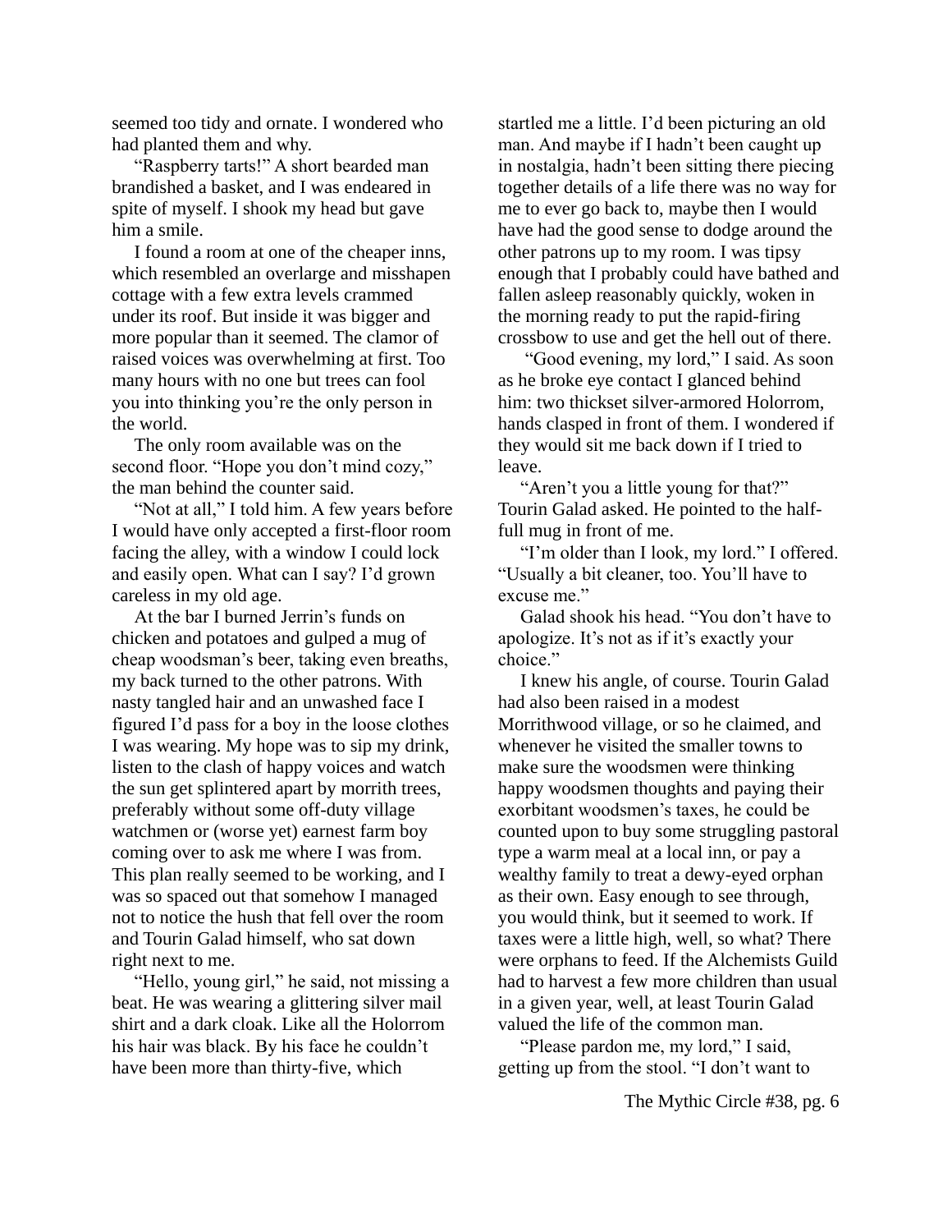seemed too tidy and ornate. I wondered who had planted them and why.

"Raspberry tarts!" A short bearded man brandished a basket, and I was endeared in spite of myself. I shook my head but gave him a smile.

I found a room at one of the cheaper inns, which resembled an overlarge and misshapen cottage with a few extra levels crammed under its roof. But inside it was bigger and more popular than it seemed. The clamor of raised voices was overwhelming at first. Too many hours with no one but trees can fool you into thinking you're the only person in the world.

The only room available was on the second floor. "Hope you don't mind cozy," the man behind the counter said.

"Not at all," I told him. A few years before I would have only accepted a first-floor room facing the alley, with a window I could lock and easily open. What can I say? I'd grown careless in my old age.

At the bar I burned Jerrin's funds on chicken and potatoes and gulped a mug of cheap woodsman's beer, taking even breaths, my back turned to the other patrons. With nasty tangled hair and an unwashed face I figured I'd pass for a boy in the loose clothes I was wearing. My hope was to sip my drink, listen to the clash of happy voices and watch the sun get splintered apart by morrith trees, preferably without some off-duty village watchmen or (worse yet) earnest farm boy coming over to ask me where I was from. This plan really seemed to be working, and I was so spaced out that somehow I managed not to notice the hush that fell over the room and Tourin Galad himself, who sat down right next to me.

"Hello, young girl," he said, not missing a beat. He was wearing a glittering silver mail shirt and a dark cloak. Like all the Holorrom his hair was black. By his face he couldn't have been more than thirty-five, which startled me a little. I'd been picturing an old man. And maybe if I hadn't been caught up in nostalgia, hadn't been sitting there piecing together details of a life there was no way for me to ever go back to, maybe then I would have had the good sense to dodge around the other patrons up to my room. I was tipsy enough that I probably could have bathed and fallen asleep reasonably quickly, woken in the morning ready to put the rapid-firing crossbow to use and get the hell out of there.

"Good evening, my lord," I said. As soon as he broke eye contact I glanced behind him: two thickset silver-armored Holorrom, hands clasped in front of them. I wondered if they would sit me back down if I tried to leave.

"Aren't you a little young for that?" Tourin Galad asked. He pointed to the half-full mug in front of me.

"I'm older than I look, my lord." I offered. "Usually a bit cleaner, too. You'll have to excuse me."

Galad shook his head. "You don't have to apologize. It's not as if it's exactly your choice."

I knew his angle, of course. Tourin Galad had also been raised in a modest Morrithwood village, or so he claimed, and whenever he visited the smaller towns to make sure the woodsmen were thinking happy woodsmen thoughts and paying their exorbitant woodsmen's taxes, he could be counted upon to buy some struggling pastoral type a warm meal at a local inn, or pay a wealthy family to treat a dewy-eyed orphan as their own. Easy enough to see through, you would think, but it seemed to work. If taxes were a little high, well, so what? There were orphans to feed. If the Alchemists Guild had to harvest a few more children than usual in a given year, well, at least Tourin Galad valued the life of the common man.

"Please pardon me, my lord," I said, getting up from the stool. "I don't want to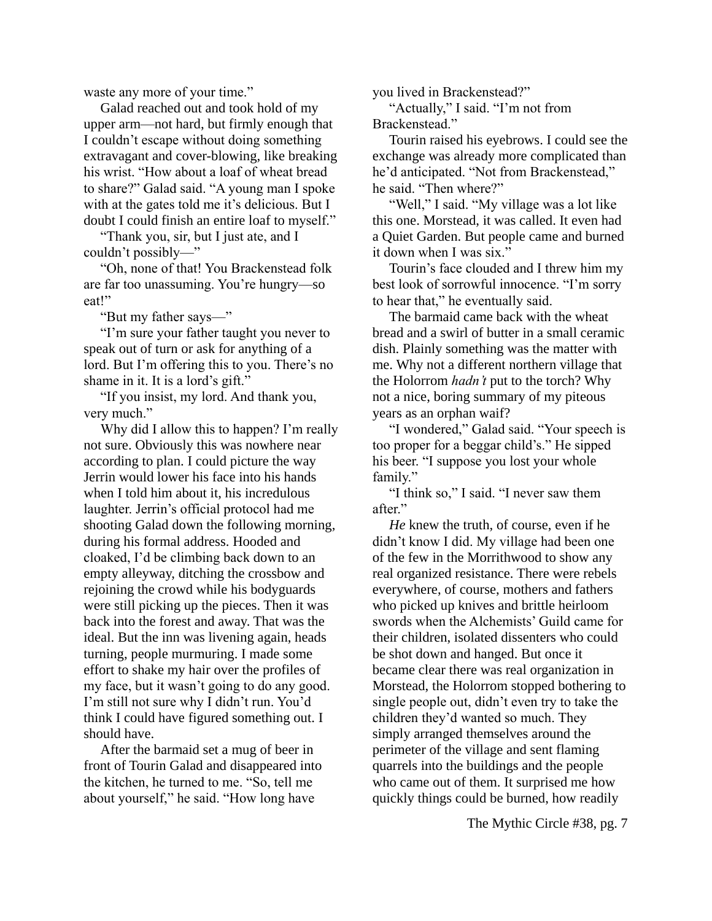waste any more of your time."

Galad reached out and took hold of my upper arm—not hard, but firmly enough that I couldn't escape without doing something extravagant and cover-blowing, like breaking his wrist. "How about a loaf of wheat bread to share?" Galad said. "A young man I spoke with at the gates told me it's delicious. But I doubt I could finish an entire loaf to myself."

"Thank you, sir, but I just ate, and I couldn't possibly—"

"Oh, none of that! You Brackenstead folk are far too unassuming. You're hungry—so eat!"

"But my father says—"

"I'm sure your father taught you never to speak out of turn or ask for anything of a lord. But I'm offering this to you. There's no shame in it. It is a lord's gift."

"If you insist, my lord. And thank you, very much."

Why did I allow this to happen? I'm really not sure. Obviously this was nowhere near according to plan. I could picture the way Jerrin would lower his face into his hands when I told him about it, his incredulous laughter. Jerrin's official protocol had me shooting Galad down the following morning, during his formal address. Hooded and cloaked, I'd be climbing back down to an empty alleyway, ditching the crossbow and rejoining the crowd while his bodyguards were still picking up the pieces. Then it was back into the forest and away. That was the ideal. But the inn was livening again, heads turning, people murmuring. I made some effort to shake my hair over the profiles of my face, but it wasn't going to do any good. I'm still not sure why I didn't run. You'd think I could have figured something out. I should have.

After the barmaid set a mug of beer in front of Tourin Galad and disappeared into the kitchen, he turned to me. "So, tell me about yourself," he said. "How long have you lived in Brackenstead?"

"Actually," I said. "I'm not from Brackenstead."

Tourin raised his eyebrows. I could see the exchange was already more complicated than he'd anticipated. "Not from Brackenstead," he said. "Then where?"

"Well," I said. "My village was a lot like this one. Morstead, it was called. It even had a Quiet Garden. But people came and burned it down when I was six."

Tourin's face clouded and I threw him my best look of sorrowful innocence. "I'm sorry to hear that," he eventually said.

The barmaid came back with the wheat bread and a swirl of butter in a small ceramic dish. Plainly something was the matter with me. Why not a different northern village that the Holorrom *hadn't* put to the torch? Why not a nice, boring summary of my piteous years as an orphan waif?

"I wondered," Galad said. "Your speech is too proper for a beggar child's." He sipped his beer. "I suppose you lost your whole family."

"I think so," I said. "I never saw them after."

*He* knew the truth, of course, even if he didn't know I did. My village had been one of the few in the Morrithwood to show any real organized resistance. There were rebels everywhere, of course, mothers and fathers who picked up knives and brittle heirloom swords when the Alchemists' Guild came for their children, isolated dissenters who could be shot down and hanged. But once it became clear there was real organization in Morstead, the Holorrom stopped bothering to single people out, didn't even try to take the children they'd wanted so much. They simply arranged themselves around the perimeter of the village and sent flaming quarrels into the buildings and the people who came out of them. It surprised me how quickly things could be burned, how readily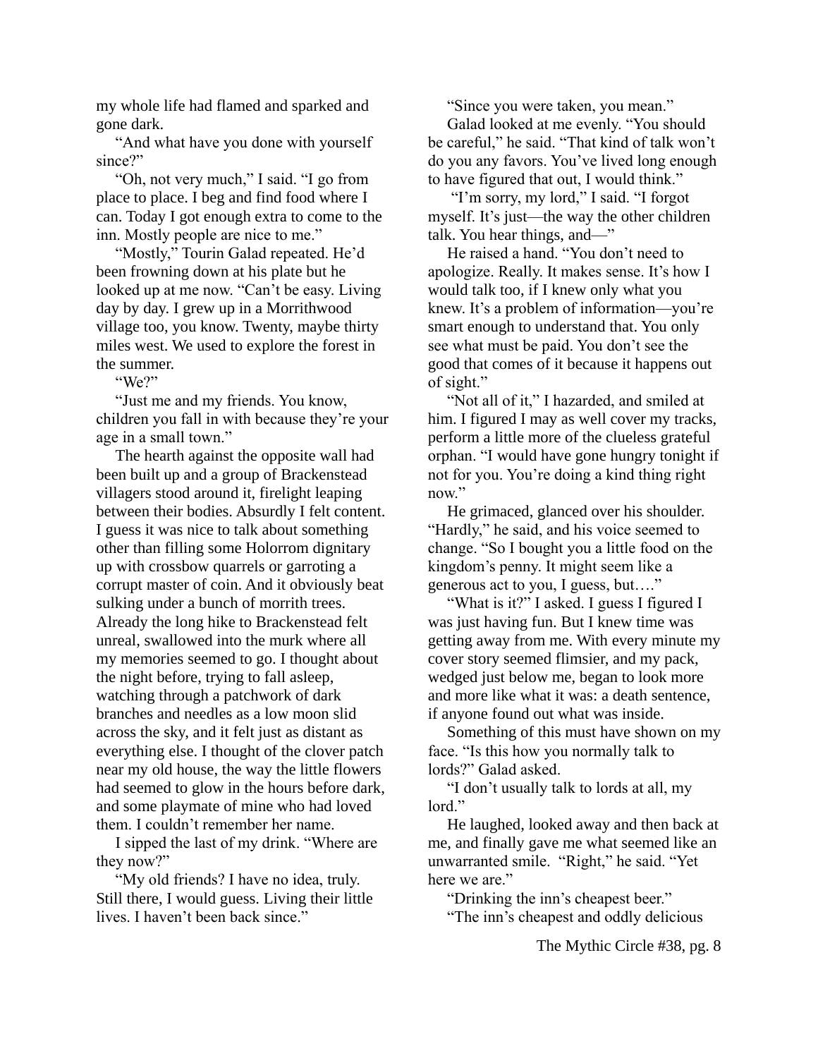my whole life had flamed and sparked and gone dark.

"And what have you done with yourself since?"

"Oh, not very much," I said. "I go from place to place. I beg and find food where I can. Today I got enough extra to come to the inn. Mostly people are nice to me."

"Mostly," Tourin Galad repeated. He'd been frowning down at his plate but he looked up at me now. "Can't be easy. Living day by day. I grew up in a Morrithwood village too, you know. Twenty, maybe thirty miles west. We used to explore the forest in the summer.

"We?"

"Just me and my friends. You know, children you fall in with because they're your age in a small town."

The hearth against the opposite wall had been built up and a group of Brackenstead villagers stood around it, firelight leaping between their bodies. Absurdly I felt content. I guess it was nice to talk about something other than filling some Holorrom dignitary up with crossbow quarrels or garroting a corrupt master of coin. And it obviously beat sulking under a bunch of morrith trees. Already the long hike to Brackenstead felt unreal, swallowed into the murk where all my memories seemed to go. I thought about the night before, trying to fall asleep, watching through a patchwork of dark branches and needles as a low moon slid across the sky, and it felt just as distant as everything else. I thought of the clover patch near my old house, the way the little flowers had seemed to glow in the hours before dark, and some playmate of mine who had loved them. I couldn't remember her name.

I sipped the last of my drink. "Where are they now?"

"My old friends? I have no idea, truly. Still there, I would guess. Living their little lives. I haven't been back since."

"Since you were taken, you mean."

Galad looked at me evenly. "You should be careful," he said. "That kind of talk won't do you any favors. You've lived long enough to have figured that out, I would think."

"I'm sorry, my lord," I said. "I forgot myself. It's just—the way the other children talk. You hear things, and—"

He raised a hand. "You don't need to apologize. Really. It makes sense. It's how I would talk too, if I knew only what you knew. It's a problem of information—you're smart enough to understand that. You only see what must be paid. You don't see the good that comes of it because it happens out of sight."

"Not all of it," I hazarded, and smiled at him. I figured I may as well cover my tracks, perform a little more of the clueless grateful orphan. "I would have gone hungry tonight if not for you. You're doing a kind thing right now."

He grimaced, glanced over his shoulder. "Hardly," he said, and his voice seemed to change. "So I bought you a little food on the kingdom's penny. It might seem like a generous act to you, I guess, but…."

"What is it?" I asked. I guess I figured I was just having fun. But I knew time was getting away from me. With every minute my cover story seemed flimsier, and my pack, wedged just below me, began to look more and more like what it was: a death sentence, if anyone found out what was inside.

Something of this must have shown on my face. "Is this how you normally talk to lords?" Galad asked.

"I don't usually talk to lords at all, my lord."

He laughed, looked away and then back at me, and finally gave me what seemed like an unwarranted smile. "Right," he said. "Yet here we are."

"Drinking the inn's cheapest beer."

"The inn's cheapest and oddly delicious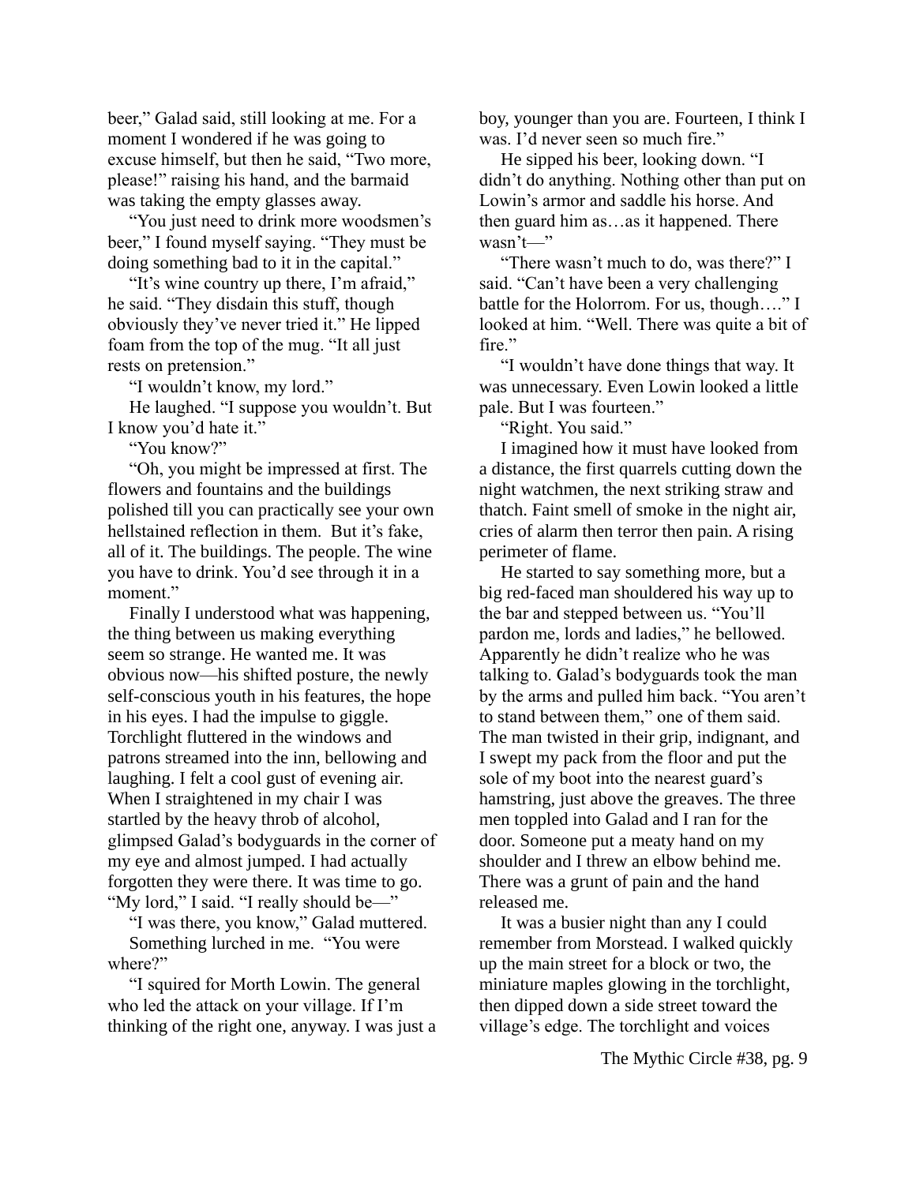beer," Galad said, still looking at me. For a moment I wondered if he was going to excuse himself, but then he said, "Two more, please!" raising his hand, and the barmaid was taking the empty glasses away.

"You just need to drink more woodsmen's beer," I found myself saying. "They must be doing something bad to it in the capital."

"It's wine country up there, I'm afraid," he said. "They disdain this stuff, though obviously they've never tried it." He lipped foam from the top of the mug. "It all just rests on pretension."

"I wouldn't know, my lord."

He laughed. "I suppose you wouldn't. But I know you'd hate it."

"You know?"

"Oh, you might be impressed at first. The flowers and fountains and the buildings polished till you can practically see your own hellstained reflection in them. But it's fake, all of it. The buildings. The people. The wine you have to drink. You'd see through it in a moment."

Finally I understood what was happening, the thing between us making everything seem so strange. He wanted me. It was obvious now—his shifted posture, the newly self-conscious youth in his features, the hope in his eyes. I had the impulse to giggle. Torchlight fluttered in the windows and patrons streamed into the inn, bellowing and laughing. I felt a cool gust of evening air. When I straightened in my chair I was startled by the heavy throb of alcohol, glimpsed Galad's bodyguards in the corner of my eye and almost jumped. I had actually forgotten they were there. It was time to go. "My lord," I said. "I really should be—"

"I was there, you know," Galad muttered.

Something lurched in me. "You were where?"

"I squired for Morth Lowin. The general who led the attack on your village. If I'm thinking of the right one, anyway. I was just a boy, younger than you are. Fourteen, I think I was. I'd never seen so much fire."

He sipped his beer, looking down. "I didn't do anything. Nothing other than put on Lowin's armor and saddle his horse. And then guard him as…as it happened. There wasn't—"

"There wasn't much to do, was there?" I said. "Can't have been a very challenging battle for the Holorrom. For us, though…." I looked at him. "Well. There was quite a bit of fire."

"I wouldn't have done things that way. It was unnecessary. Even Lowin looked a little pale. But I was fourteen."

"Right. You said."

I imagined how it must have looked from a distance, the first quarrels cutting down the night watchmen, the next striking straw and thatch. Faint smell of smoke in the night air, cries of alarm then terror then pain. A rising perimeter of flame.

He started to say something more, but a big red-faced man shouldered his way up to the bar and stepped between us. "You'll pardon me, lords and ladies," he bellowed. Apparently he didn't realize who he was talking to. Galad's bodyguards took the man by the arms and pulled him back. "You aren't to stand between them," one of them said. The man twisted in their grip, indignant, and I swept my pack from the floor and put the sole of my boot into the nearest guard's hamstring, just above the greaves. The three men toppled into Galad and I ran for the door. Someone put a meaty hand on my shoulder and I threw an elbow behind me. There was a grunt of pain and the hand released me.

It was a busier night than any I could remember from Morstead. I walked quickly up the main street for a block or two, the miniature maples glowing in the torchlight, then dipped down a side street toward the village's edge. The torchlight and voices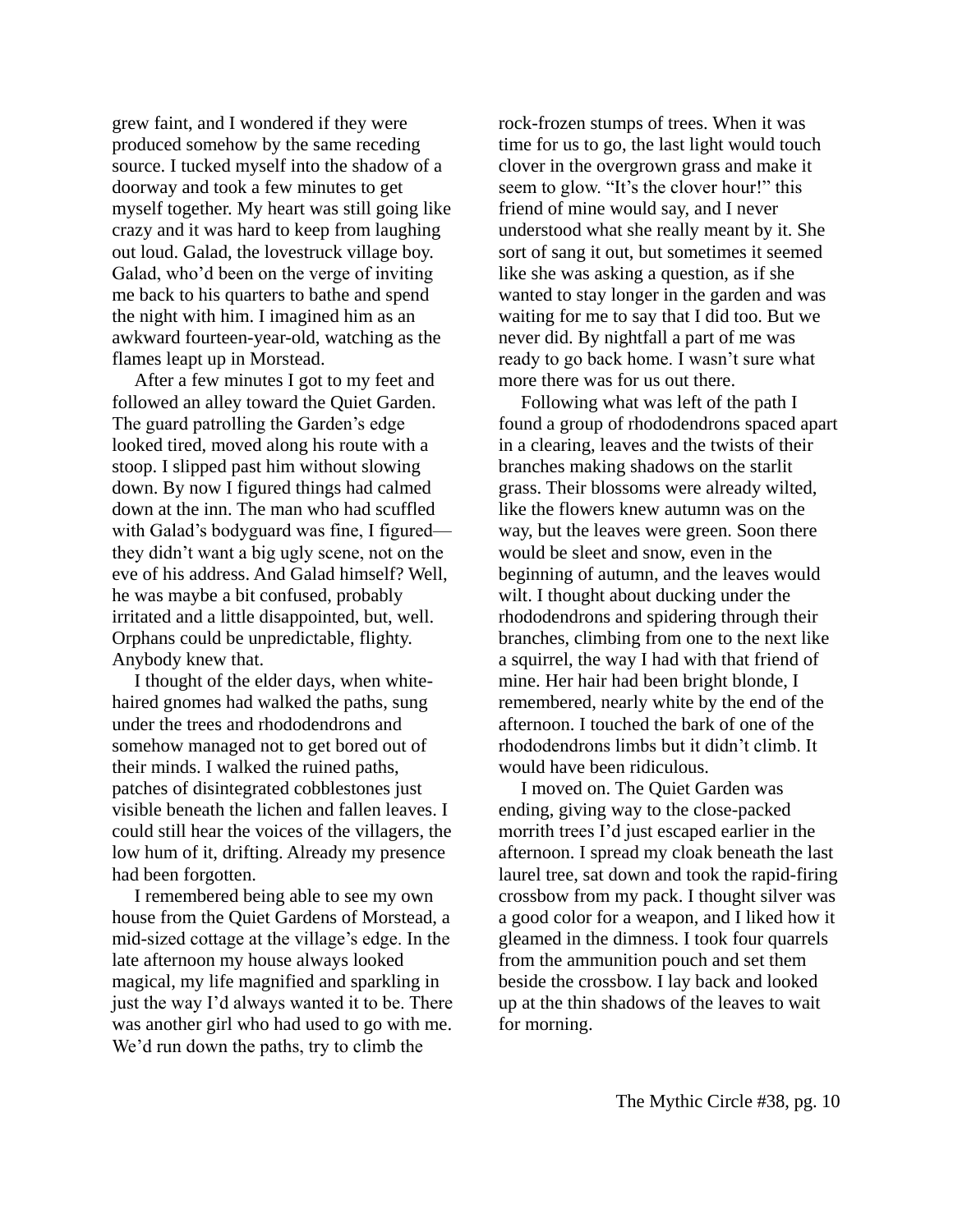grew faint, and I wondered if they were produced somehow by the same receding source. I tucked myself into the shadow of a doorway and took a few minutes to get myself together. My heart was still going like crazy and it was hard to keep from laughing out loud. Galad, the lovestruck village boy. Galad, who'd been on the verge of inviting me back to his quarters to bathe and spend the night with him. I imagined him as an awkward fourteen-year-old, watching as the flames leapt up in Morstead.

After a few minutes I got to my feet and followed an alley toward the Quiet Garden. The guard patrolling the Garden's edge looked tired, moved along his route with a stoop. I slipped past him without slowing down. By now I figured things had calmed down at the inn. The man who had scuffled with Galad's bodyguard was fine, I figured—they didn't want a big ugly scene, not on the eve of his address. And Galad himself? Well, he was maybe a bit confused, probably irritated and a little disappointed, but, well. Orphans could be unpredictable, flighty. Anybody knew that.

I thought of the elder days, when white-haired gnomes had walked the paths, sung under the trees and rhododendrons and somehow managed not to get bored out of their minds. I walked the ruined paths, patches of disintegrated cobblestones just visible beneath the lichen and fallen leaves. I could still hear the voices of the villagers, the low hum of it, drifting. Already my presence had been forgotten.

I remembered being able to see my own house from the Quiet Gardens of Morstead, a mid-sized cottage at the village's edge. In the late afternoon my house always looked magical, my life magnified and sparkling in just the way I'd always wanted it to be. There was another girl who had used to go with me. We'd run down the paths, try to climb the rock-frozen stumps of trees. When it was time for us to go, the last light would touch clover in the overgrown grass and make it seem to glow. "It's the clover hour!" this friend of mine would say, and I never understood what she really meant by it. She sort of sang it out, but sometimes it seemed like she was asking a question, as if she wanted to stay longer in the garden and was waiting for me to say that I did too. But we never did. By nightfall a part of me was ready to go back home. I wasn't sure what more there was for us out there.

Following what was left of the path I found a group of rhododendrons spaced apart in a clearing, leaves and the twists of their branches making shadows on the starlit grass. Their blossoms were already wilted, like the flowers knew autumn was on the way, but the leaves were green. Soon there would be sleet and snow, even in the beginning of autumn, and the leaves would wilt. I thought about ducking under the rhododendrons and spidering through their branches, climbing from one to the next like a squirrel, the way I had with that friend of mine. Her hair had been bright blonde, I remembered, nearly white by the end of the afternoon. I touched the bark of one of the rhododendrons limbs but it didn't climb. It would have been ridiculous.

I moved on. The Quiet Garden was ending, giving way to the close-packed morrith trees I'd just escaped earlier in the afternoon. I spread my cloak beneath the last laurel tree, sat down and took the rapid-firing crossbow from my pack. I thought silver was a good color for a weapon, and I liked how it gleamed in the dimness. I took four quarrels from the ammunition pouch and set them beside the crossbow. I lay back and looked up at the thin shadows of the leaves to wait for morning.